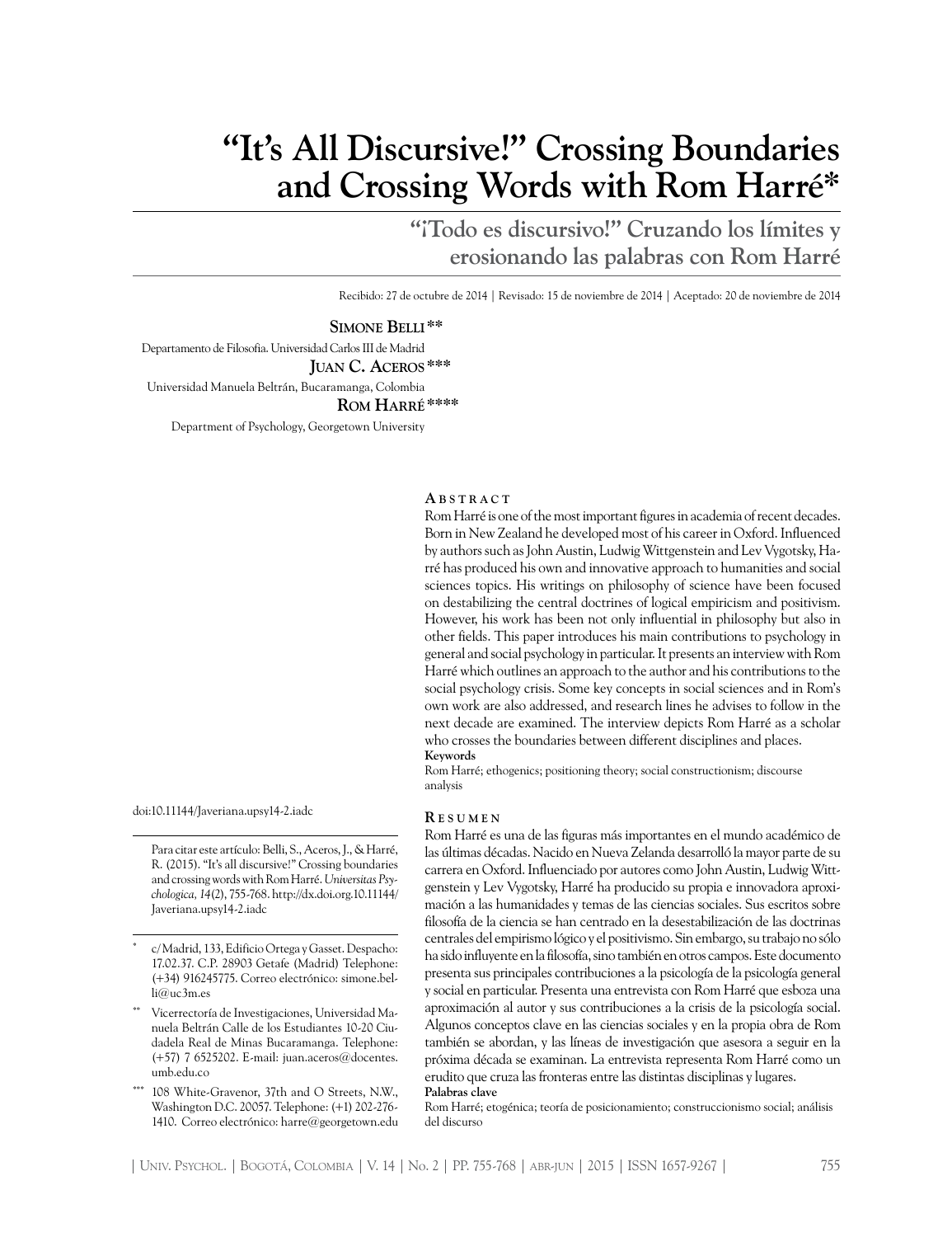# "It's All Discursive!" Crossing Boundaries and Crossing Words with Rom Harré*

## "¡Todo es discursivo!" Cruzando los límites y erosionando las palabras con Rom Harré

Recibido: 27 de octubre de 2014 | Revisado: 15 de noviembre de 2014 | Aceptado: 20 de noviembre de 2014

**Simone Belli** **

Departamento de Filosofia. Universidad Carlos III de Madrid

**Juan C. Aceros** ***

Universidad Manuela Beltrán, Bucaramanga, Colombia

**Rom Harré** ****

Department of Psychology, Georgetown University

doi:10.11144/Javeriana.upsy14-2.iadc

Para citar este artículo: Belli, S., Aceros, J., & Harré, R. (2015). "It's all discursive!" Crossing boundaries and crossing words with Rom Harré. *Universitas Psychologica, 14*(2), 755-768. http://dx.doi.org.10.11144/Javeriana.upsy14-2.iadc

\* c/ Madrid, 133, Edificio Ortega y Gasset. Despacho: 17.02.37. C.P. 28903 Getafe (Madrid) Telephone: (+34) 916245775. Correo electrónico: simone.belli@uc3m.es

\*\* Vicerrectoría de Investigaciones, Universidad Manuela Beltrán Calle de los Estudiantes 10-20 Ciudadela Real de Minas Bucaramanga. Telephone: (+57) 7 6525202. E-mail: juan.aceros@docentes.umb.edu.co

\*\*\* 108 White-Gravenor, 37th and O Streets, N.W., Washington D.C. 20057. Telephone: (+1) 202-276-1410. Correo electrónico: harre@georgetown.edu

### Abstract

Rom Harré is one of the most important figures in academia of recent decades. Born in New Zealand he developed most of his career in Oxford. Influenced by authors such as John Austin, Ludwig Wittgenstein and Lev Vygotsky, Harré has produced his own and innovative approach to humanities and social sciences topics. His writings on philosophy of science have been focused on destabilizing the central doctrines of logical empiricism and positivism. However, his work has been not only influential in philosophy but also in other fields. This paper introduces his main contributions to psychology in general and social psychology in particular. It presents an interview with Rom Harré which outlines an approach to the author and his contributions to the social psychology crisis. Some key concepts in social sciences and in Rom's own work are also addressed, and research lines he advises to follow in the next decade are examined. The interview depicts Rom Harré as a scholar who crosses the boundaries between different disciplines and places.

**Keywords**

Rom Harré; ethogenics; positioning theory; social constructionism; discourse analysis

### Resumen

Rom Harré es una de las figuras más importantes en el mundo académico de las últimas décadas. Nacido en Nueva Zelanda desarrolló la mayor parte de su carrera en Oxford. Influenciado por autores como John Austin, Ludwig Wittgenstein y Lev Vygotsky, Harré ha producido su propia e innovadora aproximación a las humanidades y temas de las ciencias sociales. Sus escritos sobre filosofía de la ciencia se han centrado en la desestabilización de las doctrinas centrales del empirismo lógico y el positivismo. Sin embargo, su trabajo no sólo ha sido influyente en la filosofía, sino también en otros campos. Este documento presenta sus principales contribuciones a la psicología de la psicología general y social en particular. Presenta una entrevista con Rom Harré que esboza una aproximación al autor y sus contribuciones a la crisis de la psicología social. Algunos conceptos clave en las ciencias sociales y en la propia obra de Rom también se abordan, y las líneas de investigación que asesora a seguir en la próxima década se examinan. La entrevista representa Rom Harré como un erudito que cruza las fronteras entre las distintas disciplinas y lugares.

**Palabras clave**

Rom Harré; etogénica; teoría de posicionamiento; construccionismo social; análisis del discurso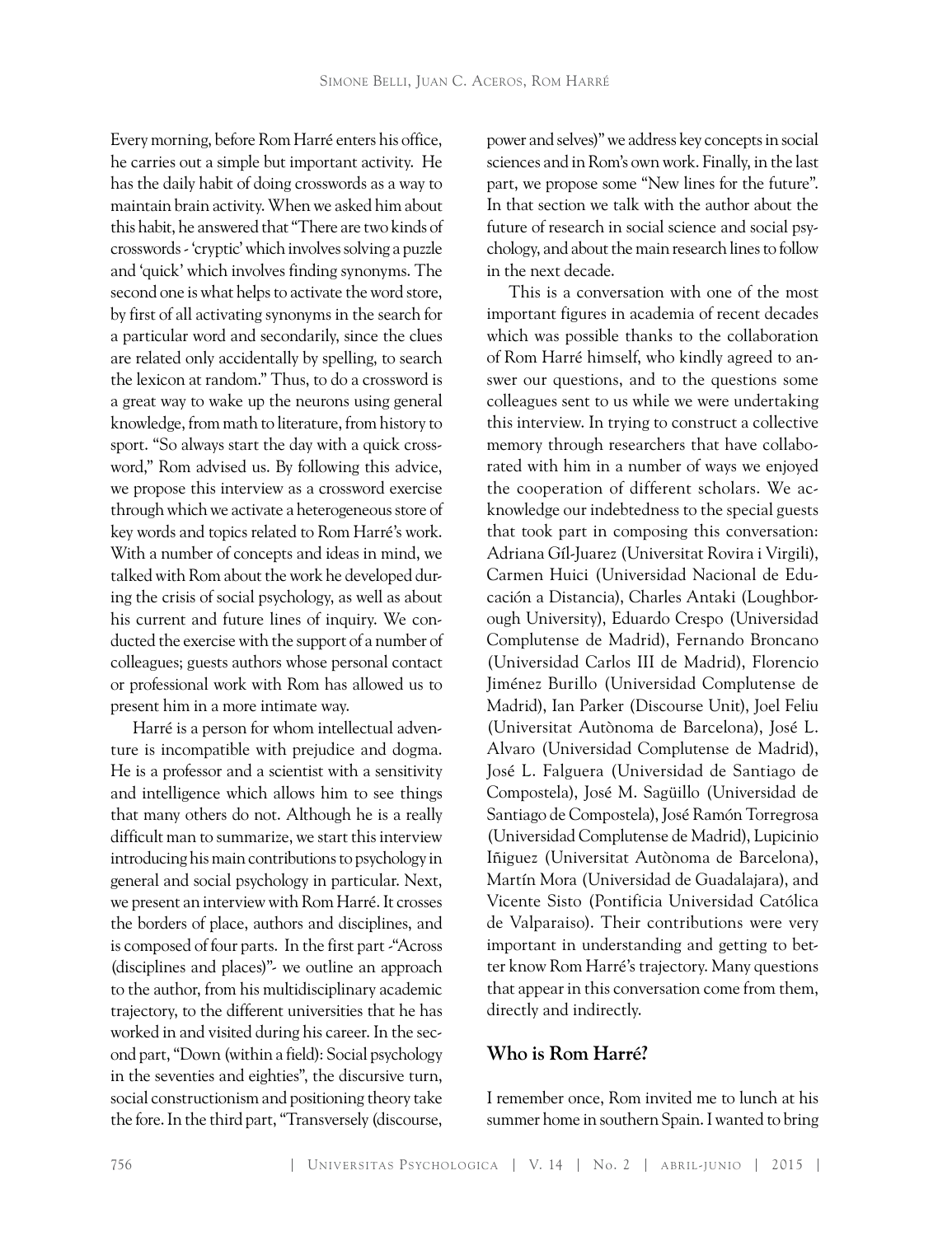Every morning, before Rom Harré enters his office, he carries out a simple but important activity. He has the daily habit of doing crosswords as a way to maintain brain activity. When we asked him about this habit, he answered that "There are two kinds of crosswords - 'cryptic' which involves solving a puzzle and 'quick' which involves finding synonyms. The second one is what helps to activate the word store, by first of all activating synonyms in the search for a particular word and secondarily, since the clues are related only accidentally by spelling, to search the lexicon at random." Thus, to do a crossword is a great way to wake up the neurons using general knowledge, from math to literature, from history to sport. "So always start the day with a quick crossword," Rom advised us. By following this advice, we propose this interview as a crossword exercise through which we activate a heterogeneous store of key words and topics related to Rom Harré's work. With a number of concepts and ideas in mind, we talked with Rom about the work he developed during the crisis of social psychology, as well as about his current and future lines of inquiry. We conducted the exercise with the support of a number of colleagues; guests authors whose personal contact or professional work with Rom has allowed us to present him in a more intimate way.

Harré is a person for whom intellectual adventure is incompatible with prejudice and dogma. He is a professor and a scientist with a sensitivity and intelligence which allows him to see things that many others do not. Although he is a really difficult man to summarize, we start this interview introducing his main contributions to psychology in general and social psychology in particular. Next, we present an interview with Rom Harré. It crosses the borders of place, authors and disciplines, and is composed of four parts. In the first part -"Across (disciplines and places)"- we outline an approach to the author, from his multidisciplinary academic trajectory, to the different universities that he has worked in and visited during his career. In the second part, "Down (within a field): Social psychology in the seventies and eighties", the discursive turn, social constructionism and positioning theory take the fore. In the third part, "Transversely (discourse, power and selves)" we address key concepts in social sciences and in Rom's own work. Finally, in the last part, we propose some "New lines for the future". In that section we talk with the author about the future of research in social science and social psychology, and about the main research lines to follow in the next decade.

This is a conversation with one of the most important figures in academia of recent decades which was possible thanks to the collaboration of Rom Harré himself, who kindly agreed to answer our questions, and to the questions some colleagues sent to us while we were undertaking this interview. In trying to construct a collective memory through researchers that have collaborated with him in a number of ways we enjoyed the cooperation of different scholars. We acknowledge our indebtedness to the special guests that took part in composing this conversation: Adriana Gíl-Juarez (Universitat Rovira i Virgili), Carmen Huici (Universidad Nacional de Educación a Distancia), Charles Antaki (Loughborough University), Eduardo Crespo (Universidad Complutense de Madrid), Fernando Broncano (Universidad Carlos III de Madrid), Florencio Jiménez Burillo (Universidad Complutense de Madrid), Ian Parker (Discourse Unit), Joel Feliu (Universitat Autònoma de Barcelona), José L. Alvaro (Universidad Complutense de Madrid), José L. Falguera (Universidad de Santiago de Compostela), José M. Sagüillo (Universidad de Santiago de Compostela), José Ramón Torregrosa (Universidad Complutense de Madrid), Lupicinio Iñiguez (Universitat Autònoma de Barcelona), Martín Mora (Universidad de Guadalajara), and Vicente Sisto (Pontificia Universidad Católica de Valparaiso). Their contributions were very important in understanding and getting to better know Rom Harré's trajectory. Many questions that appear in this conversation come from them, directly and indirectly.

## Who is Rom Harré?

I remember once, Rom invited me to lunch at his summer home in southern Spain. I wanted to bring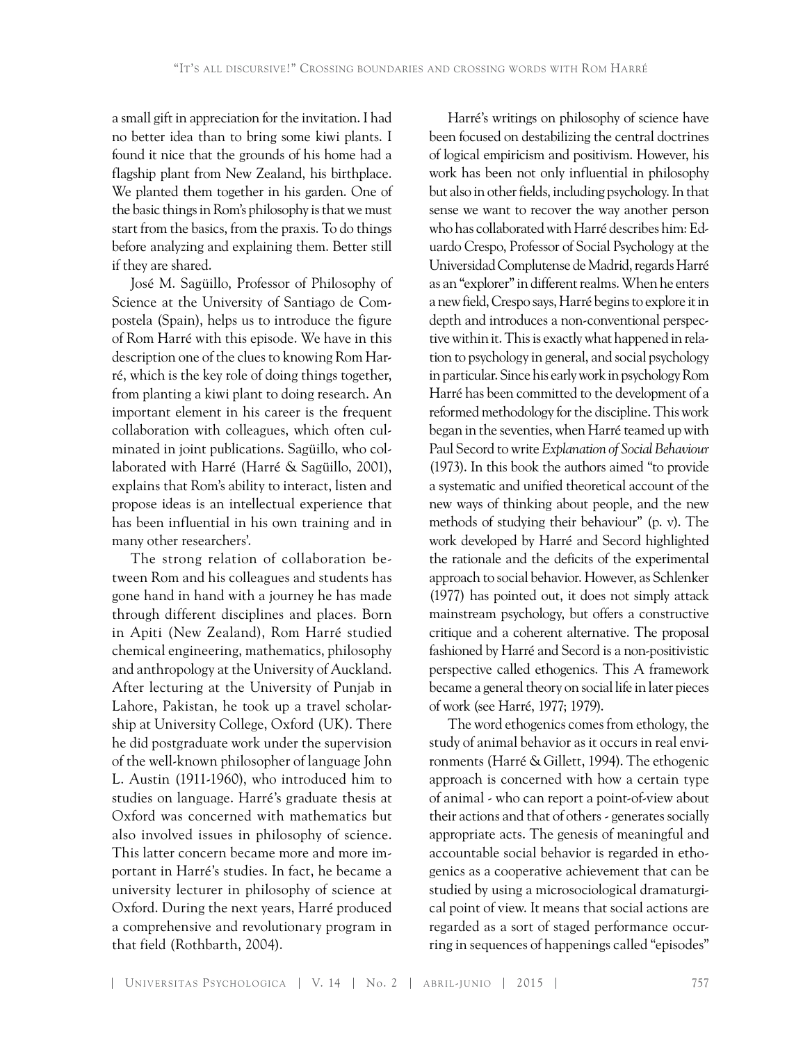a small gift in appreciation for the invitation. I had no better idea than to bring some kiwi plants. I found it nice that the grounds of his home had a flagship plant from New Zealand, his birthplace. We planted them together in his garden. One of the basic things in Rom's philosophy is that we must start from the basics, from the praxis. To do things before analyzing and explaining them. Better still if they are shared.

José M. Sagüillo, Professor of Philosophy of Science at the University of Santiago de Compostela (Spain), helps us to introduce the figure of Rom Harré with this episode. We have in this description one of the clues to knowing Rom Harré, which is the key role of doing things together, from planting a kiwi plant to doing research. An important element in his career is the frequent collaboration with colleagues, which often culminated in joint publications. Sagüillo, who collaborated with Harré (Harré & Sagüillo, 2001), explains that Rom's ability to interact, listen and propose ideas is an intellectual experience that has been influential in his own training and in many other researchers'.

The strong relation of collaboration between Rom and his colleagues and students has gone hand in hand with a journey he has made through different disciplines and places. Born in Apiti (New Zealand), Rom Harré studied chemical engineering, mathematics, philosophy and anthropology at the University of Auckland. After lecturing at the University of Punjab in Lahore, Pakistan, he took up a travel scholarship at University College, Oxford (UK). There he did postgraduate work under the supervision of the well-known philosopher of language John L. Austin (1911-1960), who introduced him to studies on language. Harré's graduate thesis at Oxford was concerned with mathematics but also involved issues in philosophy of science. This latter concern became more and more important in Harré's studies. In fact, he became a university lecturer in philosophy of science at Oxford. During the next years, Harré produced a comprehensive and revolutionary program in that field (Rothbarth, 2004).

Harré's writings on philosophy of science have been focused on destabilizing the central doctrines of logical empiricism and positivism. However, his work has been not only influential in philosophy but also in other fields, including psychology. In that sense we want to recover the way another person who has collaborated with Harré describes him: Eduardo Crespo, Professor of Social Psychology at the Universidad Complutense de Madrid, regards Harré as an "explorer" in different realms. When he enters a new field, Crespo says, Harré begins to explore it in depth and introduces a non-conventional perspective within it. This is exactly what happened in relation to psychology in general, and social psychology in particular. Since his early work in psychology Rom Harré has been committed to the development of a reformed methodology for the discipline. This work began in the seventies, when Harré teamed up with Paul Secord to write *Explanation of Social Behaviour* (1973). In this book the authors aimed "to provide a systematic and unified theoretical account of the new ways of thinking about people, and the new methods of studying their behaviour" (p. v). The work developed by Harré and Secord highlighted the rationale and the deficits of the experimental approach to social behavior. However, as Schlenker (1977) has pointed out, it does not simply attack mainstream psychology, but offers a constructive critique and a coherent alternative. The proposal fashioned by Harré and Secord is a non-positivistic perspective called ethogenics. This A framework became a general theory on social life in later pieces of work (see Harré, 1977; 1979).

The word ethogenics comes from ethology, the study of animal behavior as it occurs in real environments (Harré & Gillett, 1994). The ethogenic approach is concerned with how a certain type of animal - who can report a point-of-view about their actions and that of others - generates socially appropriate acts. The genesis of meaningful and accountable social behavior is regarded in ethogenics as a cooperative achievement that can be studied by using a microsociological dramaturgical point of view. It means that social actions are regarded as a sort of staged performance occurring in sequences of happenings called "episodes"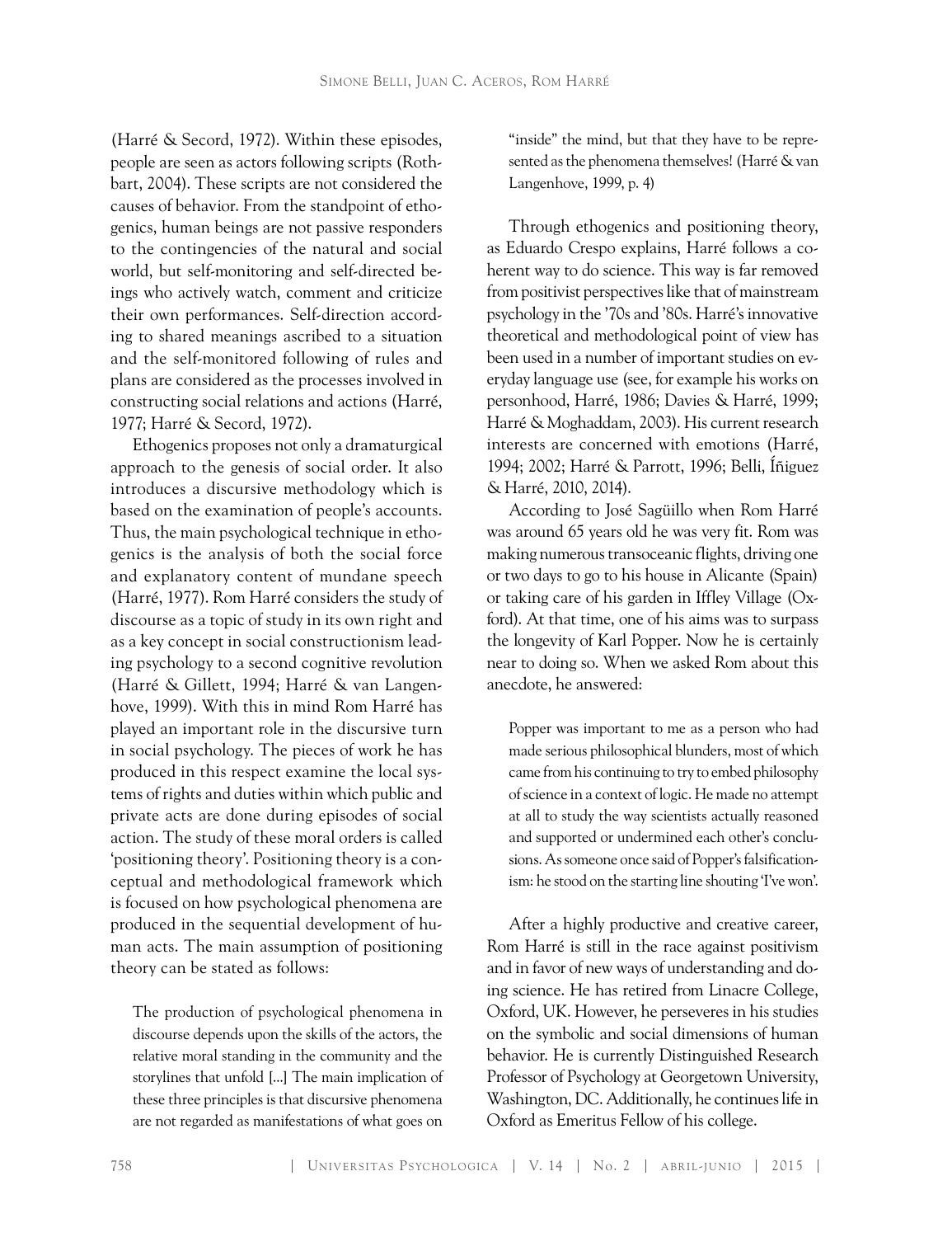(Harré & Secord, 1972). Within these episodes, people are seen as actors following scripts (Rothbart, 2004). These scripts are not considered the causes of behavior. From the standpoint of ethogenics, human beings are not passive responders to the contingencies of the natural and social world, but self-monitoring and self-directed beings who actively watch, comment and criticize their own performances. Self-direction according to shared meanings ascribed to a situation and the self-monitored following of rules and plans are considered as the processes involved in constructing social relations and actions (Harré, 1977; Harré & Secord, 1972).

Ethogenics proposes not only a dramaturgical approach to the genesis of social order. It also introduces a discursive methodology which is based on the examination of people's accounts. Thus, the main psychological technique in ethogenics is the analysis of both the social force and explanatory content of mundane speech (Harré, 1977). Rom Harré considers the study of discourse as a topic of study in its own right and as a key concept in social constructionism leading psychology to a second cognitive revolution (Harré & Gillett, 1994; Harré & van Langenhove, 1999). With this in mind Rom Harré has played an important role in the discursive turn in social psychology. The pieces of work he has produced in this respect examine the local systems of rights and duties within which public and private acts are done during episodes of social action. The study of these moral orders is called 'positioning theory'. Positioning theory is a conceptual and methodological framework which is focused on how psychological phenomena are produced in the sequential development of human acts. The main assumption of positioning theory can be stated as follows:

> The production of psychological phenomena in discourse depends upon the skills of the actors, the relative moral standing in the community and the storylines that unfold [...] The main implication of these three principles is that discursive phenomena are not regarded as manifestations of what goes on "inside" the mind, but that they have to be represented as the phenomena themselves! (Harré & van Langenhove, 1999, p. 4)

Through ethogenics and positioning theory, as Eduardo Crespo explains, Harré follows a coherent way to do science. This way is far removed from positivist perspectives like that of mainstream psychology in the '70s and '80s. Harré's innovative theoretical and methodological point of view has been used in a number of important studies on everyday language use (see, for example his works on personhood, Harré, 1986; Davies & Harré, 1999; Harré & Moghaddam, 2003). His current research interests are concerned with emotions (Harré, 1994; 2002; Harré & Parrott, 1996; Belli, Íñiguez & Harré, 2010, 2014).

According to José Sagüillo when Rom Harré was around 65 years old he was very fit. Rom was making numerous transoceanic flights, driving one or two days to go to his house in Alicante (Spain) or taking care of his garden in Iffley Village (Oxford). At that time, one of his aims was to surpass the longevity of Karl Popper. Now he is certainly near to doing so. When we asked Rom about this anecdote, he answered:

> Popper was important to me as a person who had made serious philosophical blunders, most of which came from his continuing to try to embed philosophy of science in a context of logic. He made no attempt at all to study the way scientists actually reasoned and supported or undermined each other's conclusions. As someone once said of Popper's falsificationism: he stood on the starting line shouting 'I've won'.

After a highly productive and creative career, Rom Harré is still in the race against positivism and in favor of new ways of understanding and doing science. He has retired from Linacre College, Oxford, UK. However, he perseveres in his studies on the symbolic and social dimensions of human behavior. He is currently Distinguished Research Professor of Psychology at Georgetown University, Washington, DC. Additionally, he continues life in Oxford as Emeritus Fellow of his college.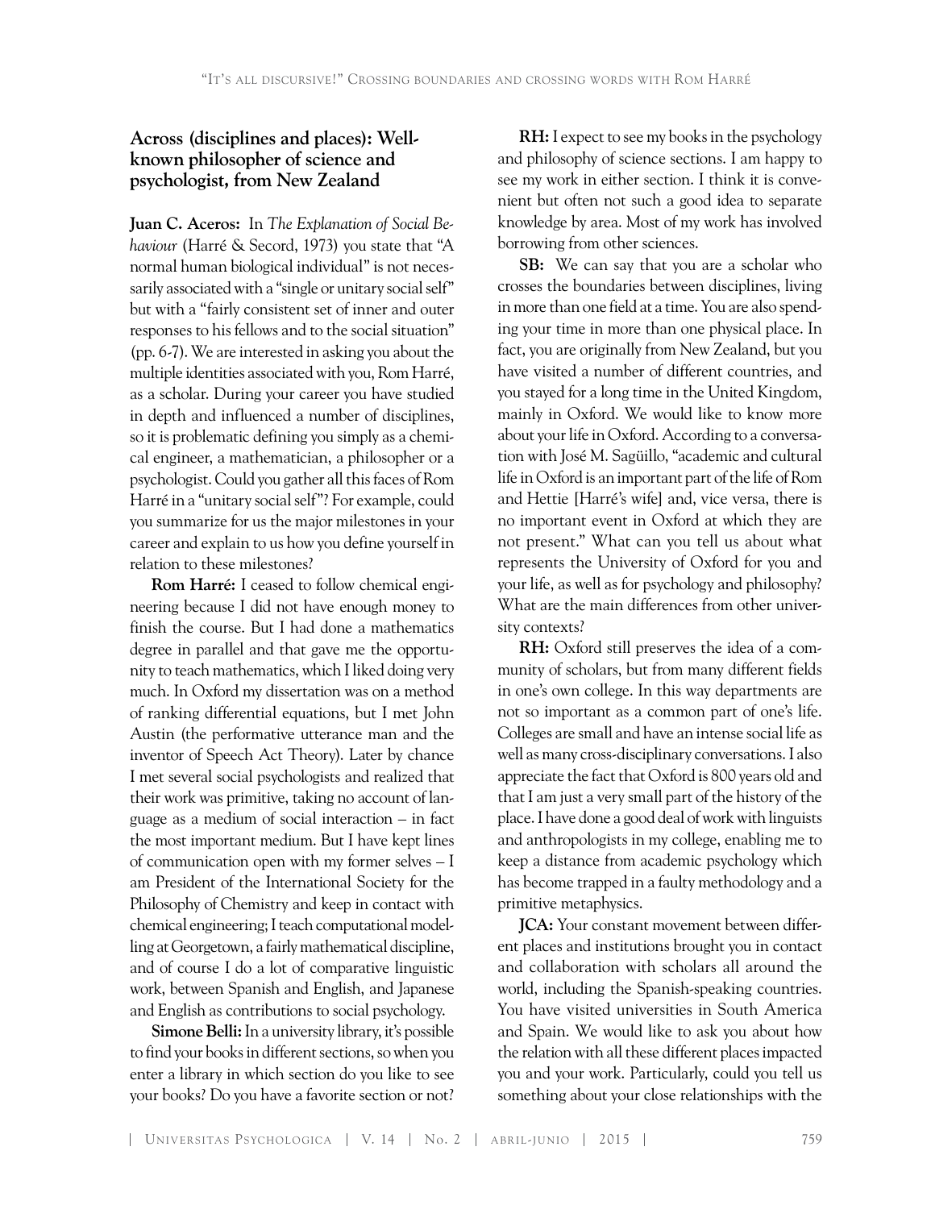## Across (disciplines and places): Well-known philosopher of science and psychologist, from New Zealand

**Juan C. Aceros:** In *The Explanation of Social Behaviour* (Harré & Secord, 1973) you state that "A normal human biological individual" is not necessarily associated with a "single or unitary social self" but with a "fairly consistent set of inner and outer responses to his fellows and to the social situation" (pp. 6-7). We are interested in asking you about the multiple identities associated with you, Rom Harré, as a scholar. During your career you have studied in depth and influenced a number of disciplines, so it is problematic defining you simply as a chemical engineer, a mathematician, a philosopher or a psychologist. Could you gather all this faces of Rom Harré in a "unitary social self"? For example, could you summarize for us the major milestones in your career and explain to us how you define yourself in relation to these milestones?

**Rom Harré:** I ceased to follow chemical engineering because I did not have enough money to finish the course. But I had done a mathematics degree in parallel and that gave me the opportunity to teach mathematics, which I liked doing very much. In Oxford my dissertation was on a method of ranking differential equations, but I met John Austin (the performative utterance man and the inventor of Speech Act Theory). Later by chance I met several social psychologists and realized that their work was primitive, taking no account of language as a medium of social interaction – in fact the most important medium. But I have kept lines of communication open with my former selves – I am President of the International Society for the Philosophy of Chemistry and keep in contact with chemical engineering; I teach computational modelling at Georgetown, a fairly mathematical discipline, and of course I do a lot of comparative linguistic work, between Spanish and English, and Japanese and English as contributions to social psychology.

**Simone Belli:** In a university library, it's possible to find your books in different sections, so when you enter a library in which section do you like to see your books? Do you have a favorite section or not?

**RH:** I expect to see my books in the psychology and philosophy of science sections. I am happy to see my work in either section. I think it is convenient but often not such a good idea to separate knowledge by area. Most of my work has involved borrowing from other sciences.

**SB:** We can say that you are a scholar who crosses the boundaries between disciplines, living in more than one field at a time. You are also spending your time in more than one physical place. In fact, you are originally from New Zealand, but you have visited a number of different countries, and you stayed for a long time in the United Kingdom, mainly in Oxford. We would like to know more about your life in Oxford. According to a conversation with José M. Sagüillo, "academic and cultural life in Oxford is an important part of the life of Rom and Hettie [Harré's wife] and, vice versa, there is no important event in Oxford at which they are not present." What can you tell us about what represents the University of Oxford for you and your life, as well as for psychology and philosophy? What are the main differences from other university contexts?

**RH:** Oxford still preserves the idea of a community of scholars, but from many different fields in one's own college. In this way departments are not so important as a common part of one's life. Colleges are small and have an intense social life as well as many cross-disciplinary conversations. I also appreciate the fact that Oxford is 800 years old and that I am just a very small part of the history of the place. I have done a good deal of work with linguists and anthropologists in my college, enabling me to keep a distance from academic psychology which has become trapped in a faulty methodology and a primitive metaphysics.

**JCA:** Your constant movement between different places and institutions brought you in contact and collaboration with scholars all around the world, including the Spanish-speaking countries. You have visited universities in South America and Spain. We would like to ask you about how the relation with all these different places impacted you and your work. Particularly, could you tell us something about your close relationships with the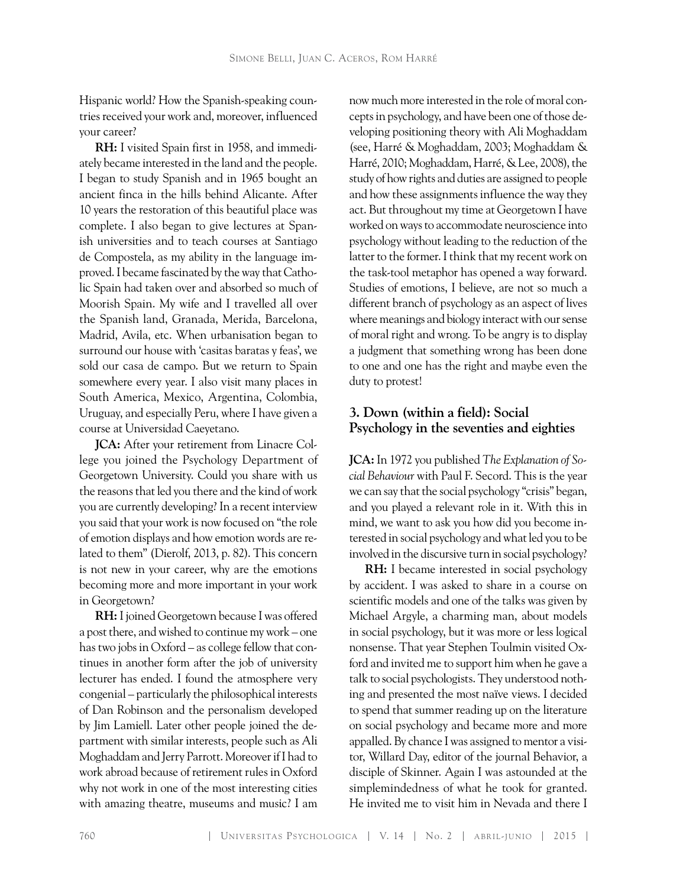Hispanic world? How the Spanish-speaking countries received your work and, moreover, influenced your career?

**RH:** I visited Spain first in 1958, and immediately became interested in the land and the people. I began to study Spanish and in 1965 bought an ancient finca in the hills behind Alicante. After 10 years the restoration of this beautiful place was complete. I also began to give lectures at Spanish universities and to teach courses at Santiago de Compostela, as my ability in the language improved. I became fascinated by the way that Catholic Spain had taken over and absorbed so much of Moorish Spain. My wife and I travelled all over the Spanish land, Granada, Merida, Barcelona, Madrid, Avila, etc. When urbanisation began to surround our house with 'casitas baratas y feas', we sold our casa de campo. But we return to Spain somewhere every year. I also visit many places in South America, Mexico, Argentina, Colombia, Uruguay, and especially Peru, where I have given a course at Universidad Caeyetano.

**JCA:** After your retirement from Linacre College you joined the Psychology Department of Georgetown University. Could you share with us the reasons that led you there and the kind of work you are currently developing? In a recent interview you said that your work is now focused on "the role of emotion displays and how emotion words are related to them" (Dierolf, 2013, p. 82). This concern is not new in your career, why are the emotions becoming more and more important in your work in Georgetown?

**RH:** I joined Georgetown because I was offered a post there, and wished to continue my work – one has two jobs in Oxford – as college fellow that continues in another form after the job of university lecturer has ended. I found the atmosphere very congenial – particularly the philosophical interests of Dan Robinson and the personalism developed by Jim Lamiell. Later other people joined the department with similar interests, people such as Ali Moghaddam and Jerry Parrott. Moreover if I had to work abroad because of retirement rules in Oxford why not work in one of the most interesting cities with amazing theatre, museums and music? I am now much more interested in the role of moral concepts in psychology, and have been one of those developing positioning theory with Ali Moghaddam (see, Harré & Moghaddam, 2003; Moghaddam & Harré, 2010; Moghaddam, Harré, & Lee, 2008), the study of how rights and duties are assigned to people and how these assignments influence the way they act. But throughout my time at Georgetown I have worked on ways to accommodate neuroscience into psychology without leading to the reduction of the latter to the former. I think that my recent work on the task-tool metaphor has opened a way forward. Studies of emotions, I believe, are not so much a different branch of psychology as an aspect of our lives where meanings and biology interact with our sense of moral right and wrong. To be angry is to display a judgment that something wrong has been done to one and one has the right and maybe even the duty to protest!

## 3. Down (within a field): Social Psychology in the seventies and eighties

**JCA:** In 1972 you published *The Explanation of Social Behaviour* with Paul F. Secord. This is the year we can say that the social psychology "crisis" began, and you played a relevant role in it. With this in mind, we want to ask you how did you become interested in social psychology and what led you to be involved in the discursive turn in social psychology?

**RH:** I became interested in social psychology by accident. I was asked to share in a course on scientific models and one of the talks was given by Michael Argyle, a charming man, about models in social psychology, but it was more or less logical nonsense. That year Stephen Toulmin visited Oxford and invited me to support him when he gave a talk to social psychologists. They understood nothing and presented the most naïve views. I decided to spend that summer reading up on the literature on social psychology and became more and more appalled. By chance I was assigned to mentor a visitor, Willard Day, editor of the journal Behavior, a disciple of Skinner. Again I was astounded at the simplemindedness of what he took for granted. He invited me to visit him in Nevada and there I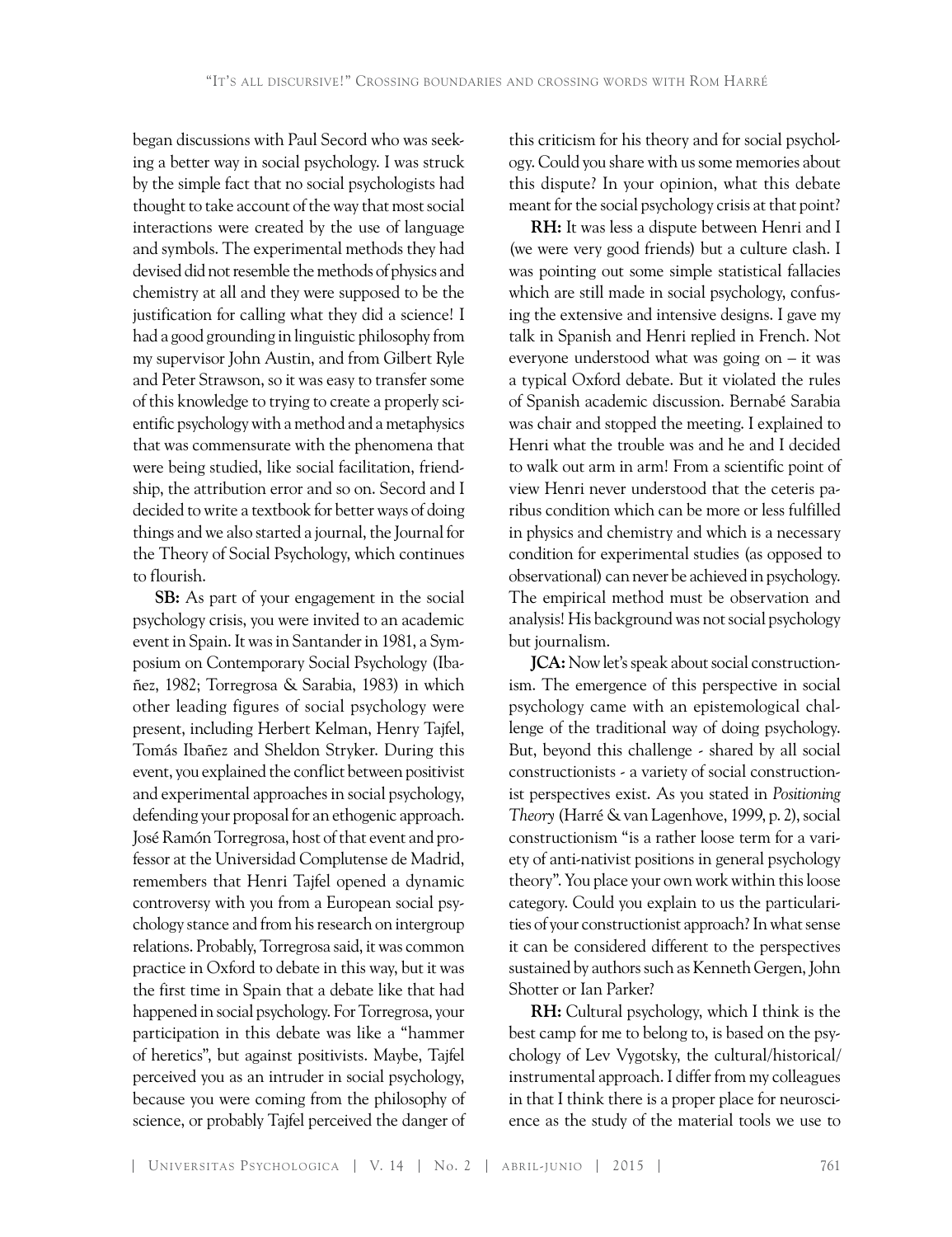began discussions with Paul Secord who was seeking a better way in social psychology. I was struck by the simple fact that no social psychologists had thought to take account of the way that most social interactions were created by the use of language and symbols. The experimental methods they had devised did not resemble the methods of physics and chemistry at all and they were supposed to be the justification for calling what they did a science! I had a good grounding in linguistic philosophy from my supervisor John Austin, and from Gilbert Ryle and Peter Strawson, so it was easy to transfer some of this knowledge to trying to create a properly scientific psychology with a method and a metaphysics that was commensurate with the phenomena that were being studied, like social facilitation, friendship, the attribution error and so on. Secord and I decided to write a textbook for better ways of doing things and we also started a journal, the Journal for the Theory of Social Psychology, which continues to flourish.

**SB:** As part of your engagement in the social psychology crisis, you were invited to an academic event in Spain. It was in Santander in 1981, a Symposium on Contemporary Social Psychology (Ibañez, 1982; Torregrosa & Sarabia, 1983) in which other leading figures of social psychology were present, including Herbert Kelman, Henry Tajfel, Tomás Ibañez and Sheldon Stryker. During this event, you explained the conflict between positivist and experimental approaches in social psychology, defending your proposal for an ethogenic approach. José Ramón Torregrosa, host of that event and professor at the Universidad Complutense de Madrid, remembers that Henri Tajfel opened a dynamic controversy with you from a European social psychology stance and from his research on intergroup relations. Probably, Torregrosa said, it was common practice in Oxford to debate in this way, but it was the first time in Spain that a debate like that had happened in social psychology. For Torregrosa, your participation in this debate was like a "hammer of heretics", but against positivists. Maybe, Tajfel perceived you as an intruder in social psychology, because you were coming from the philosophy of science, or probably Tajfel perceived the danger of this criticism for his theory and for social psychology. Could you share with us some memories about this dispute? In your opinion, what this debate meant for the social psychology crisis at that point?

**RH:** It was less a dispute between Henri and I (we were very good friends) but a culture clash. I was pointing out some simple statistical fallacies which are still made in social psychology, confusing the extensive and intensive designs. I gave my talk in Spanish and Henri replied in French. Not everyone understood what was going on – it was a typical Oxford debate. But it violated the rules of Spanish academic discussion. Bernabé Sarabia was chair and stopped the meeting. I explained to Henri what the trouble was and he and I decided to walk out arm in arm! From a scientific point of view Henri never understood that the ceteris paribus condition which can be more or less fulfilled in physics and chemistry and which is a necessary condition for experimental studies (as opposed to observational) can never be achieved in psychology. The empirical method must be observation and analysis! His background was not social psychology but journalism.

**JCA:** Now let's speak about social constructionism. The emergence of this perspective in social psychology came with an epistemological challenge of the traditional way of doing psychology. But, beyond this challenge - shared by all social constructionists - a variety of social constructionist perspectives exist. As you stated in *Positioning Theory* (Harré & van Lagenhove, 1999, p. 2), social constructionism "is a rather loose term for a variety of anti-nativist positions in general psychology theory". You place your own work within this loose category. Could you explain to us the particularities of your constructionist approach? In what sense it can be considered different to the perspectives sustained by authors such as Kenneth Gergen, John Shotter or Ian Parker?

**RH:** Cultural psychology, which I think is the best camp for me to belong to, is based on the psychology of Lev Vygotsky, the cultural/historical/instrumental approach. I differ from my colleagues in that I think there is a proper place for neuroscience as the study of the material tools we use to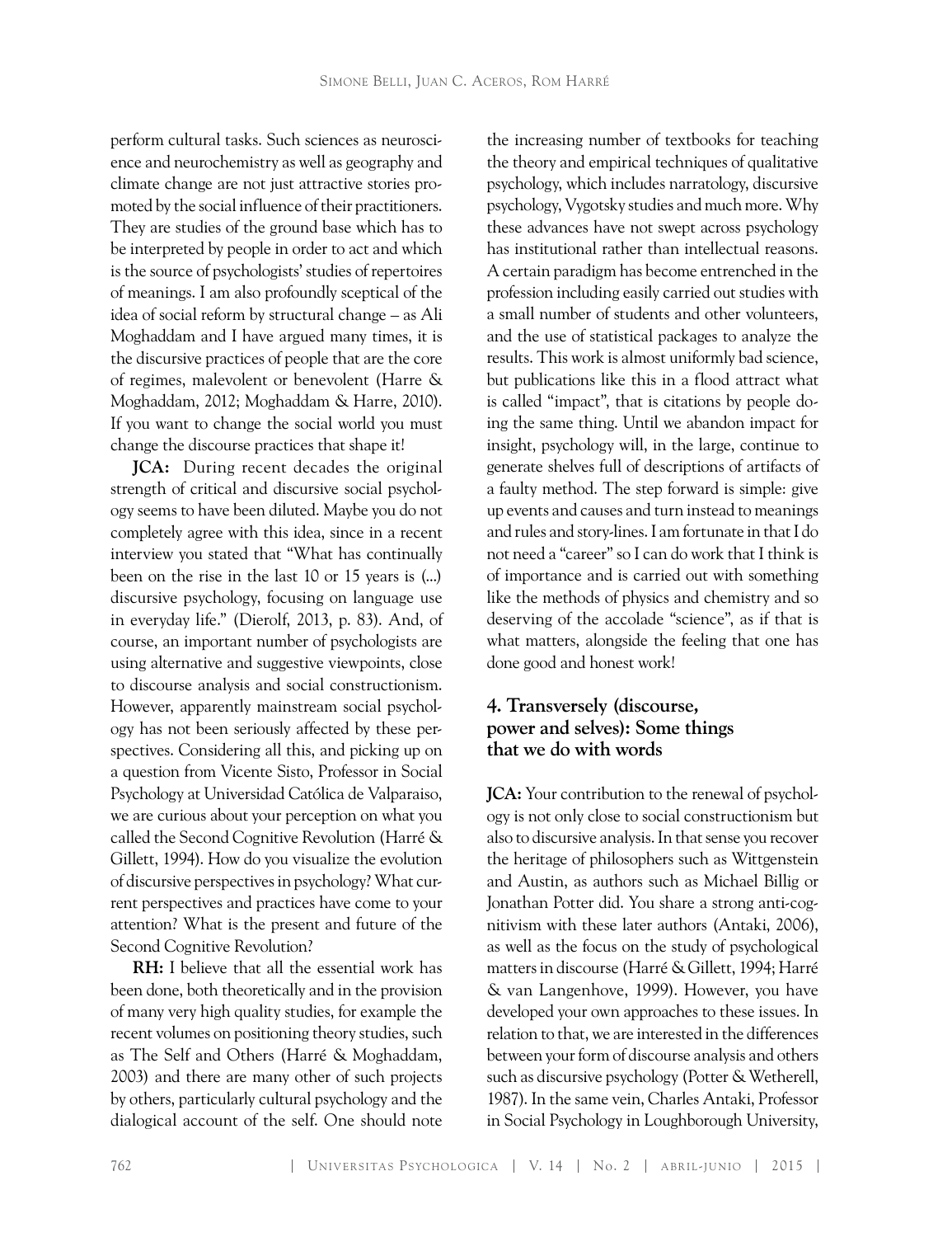perform cultural tasks. Such sciences as neuroscience and neurochemistry as well as geography and climate change are not just attractive stories promoted by the social influence of their practitioners. They are studies of the ground base which has to be interpreted by people in order to act and which is the source of psychologists' studies of repertoires of meanings. I am also profoundly sceptical of the idea of social reform by structural change – as Ali Moghaddam and I have argued many times, it is the discursive practices of people that are the core of regimes, malevolent or benevolent (Harre & Moghaddam, 2012; Moghaddam & Harre, 2010). If you want to change the social world you must change the discourse practices that shape it!

**JCA:** During recent decades the original strength of critical and discursive social psychology seems to have been diluted. Maybe you do not completely agree with this idea, since in a recent interview you stated that "What has continually been on the rise in the last 10 or 15 years is (...) discursive psychology, focusing on language use in everyday life." (Dierolf, 2013, p. 83). And, of course, an important number of psychologists are using alternative and suggestive viewpoints, close to discourse analysis and social constructionism. However, apparently mainstream social psychology has not been seriously affected by these perspectives. Considering all this, and picking up on a question from Vicente Sisto, Professor in Social Psychology at Universidad Católica de Valparaiso, we are curious about your perception on what you called the Second Cognitive Revolution (Harré & Gillett, 1994). How do you visualize the evolution of discursive perspectives in psychology? What current perspectives and practices have come to your attention? What is the present and future of the Second Cognitive Revolution?

**RH:** I believe that all the essential work has been done, both theoretically and in the provision of many very high quality studies, for example the recent volumes on positioning theory studies, such as The Self and Others (Harré & Moghaddam, 2003) and there are many other of such projects by others, particularly cultural psychology and the dialogical account of the self. One should note the increasing number of textbooks for teaching the theory and empirical techniques of qualitative psychology, which includes narratology, discursive psychology, Vygotsky studies and much more. Why these advances have not swept across psychology has institutional rather than intellectual reasons. A certain paradigm has become entrenched in the profession including easily carried out studies with a small number of students and other volunteers, and the use of statistical packages to analyze the results. This work is almost uniformly bad science, but publications like this in a flood attract what is called "impact", that is citations by people doing the same thing. Until we abandon impact for insight, psychology will, in the large, continue to generate shelves full of descriptions of artifacts of a faulty method. The step forward is simple: give up events and causes and turn instead to meanings and rules and story-lines. I am fortunate in that I do not need a "career" so I can do work that I think is of importance and is carried out with something like the methods of physics and chemistry and so deserving of the accolade "science", as if that is what matters, alongside the feeling that one has done good and honest work!

## 4. Transversely (discourse, power and selves): Some things that we do with words

**JCA:** Your contribution to the renewal of psychology is not only close to social constructionism but also to discursive analysis. In that sense you recover the heritage of philosophers such as Wittgenstein and Austin, as authors such as Michael Billig or Jonathan Potter did. You share a strong anti-cognitivism with these later authors (Antaki, 2006), as well as the focus on the study of psychological matters in discourse (Harré & Gillett, 1994; Harré & van Langenhove, 1999). However, you have developed your own approaches to these issues. In relation to that, we are interested in the differences between your form of discourse analysis and others such as discursive psychology (Potter & Wetherell, 1987). In the same vein, Charles Antaki, Professor in Social Psychology in Loughborough University,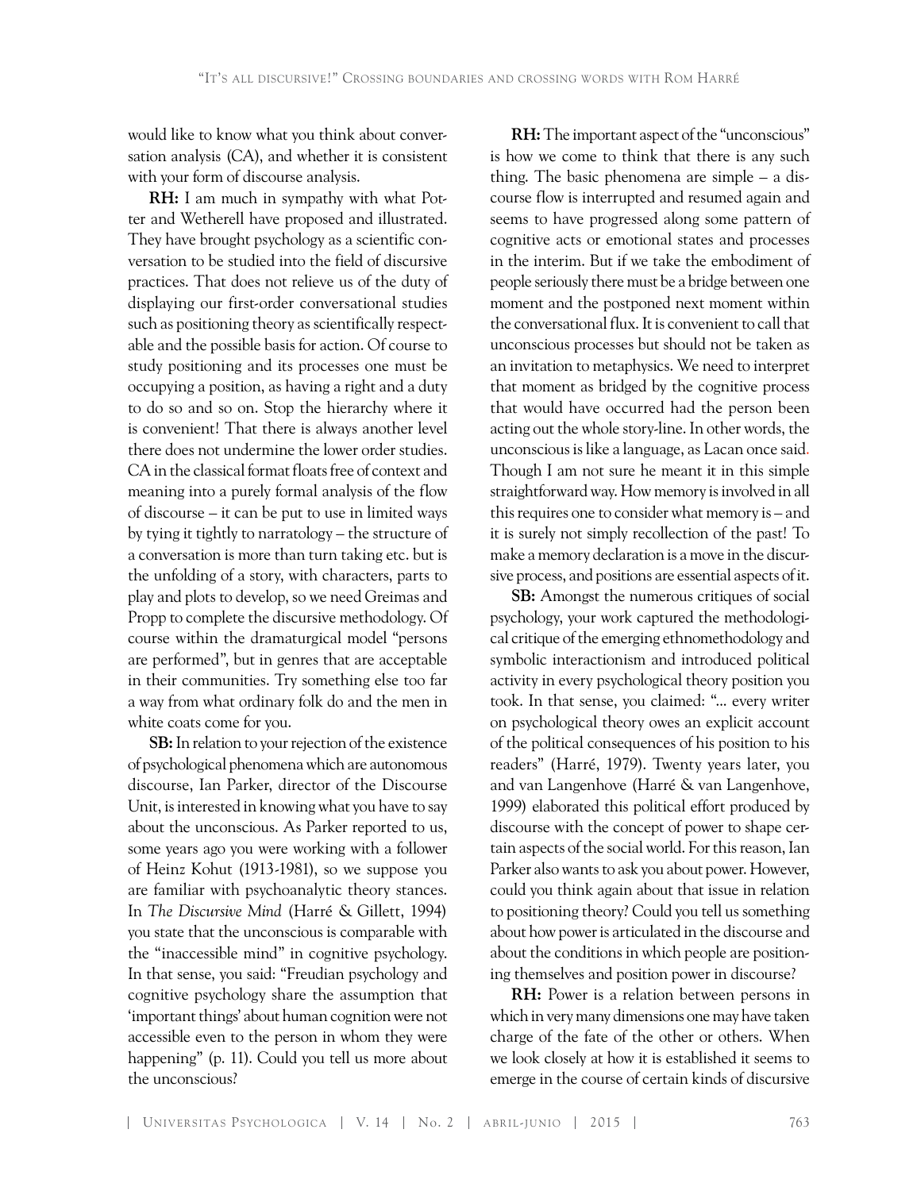would like to know what you think about conversation analysis (CA), and whether it is consistent with your form of discourse analysis.

**RH:** I am much in sympathy with what Potter and Wetherell have proposed and illustrated. They have brought psychology as a scientific conversation to be studied into the field of discursive practices. That does not relieve us of the duty of displaying our first-order conversational studies such as positioning theory as scientifically respectable and the possible basis for action. Of course to study positioning and its processes one must be occupying a position, as having a right and a duty to do so and so on. Stop the hierarchy where it is convenient! That there is always another level there does not undermine the lower order studies. CA in the classical format floats free of context and meaning into a purely formal analysis of the flow of discourse – it can be put to use in limited ways by tying it tightly to narratology – the structure of a conversation is more than turn taking etc. but is the unfolding of a story, with characters, parts to play and plots to develop, so we need Greimas and Propp to complete the discursive methodology. Of course within the dramaturgical model "persons are performed", but in genres that are acceptable in their communities. Try something else too far a way from what ordinary folk do and the men in white coats come for you.

**SB:** In relation to your rejection of the existence of psychological phenomena which are autonomous discourse, Ian Parker, director of the Discourse Unit, is interested in knowing what you have to say about the unconscious. As Parker reported to us, some years ago you were working with a follower of Heinz Kohut (1913-1981), so we suppose you are familiar with psychoanalytic theory stances. In *The Discursive Mind* (Harré & Gillett, 1994) you state that the unconscious is comparable with the "inaccessible mind" in cognitive psychology. In that sense, you said: "Freudian psychology and cognitive psychology share the assumption that 'important things' about human cognition were not accessible even to the person in whom they were happening" (p. 11). Could you tell us more about the unconscious?

**RH:** The important aspect of the "unconscious" is how we come to think that there is any such thing. The basic phenomena are simple – a discourse flow is interrupted and resumed again and seems to have progressed along some pattern of cognitive acts or emotional states and processes in the interim. But if we take the embodiment of people seriously there must be a bridge between one moment and the postponed next moment within the conversational flux. It is convenient to call that unconscious processes but should not be taken as an invitation to metaphysics. We need to interpret that moment as bridged by the cognitive process that would have occurred had the person been acting out the whole story-line. In other words, the unconscious is like a language, as Lacan once said. Though I am not sure he meant it in this simple straightforward way. How memory is involved in all this requires one to consider what memory is – and it is surely not simply recollection of the past! To make a memory declaration is a move in the discursive process, and positions are essential aspects of it.

**SB:** Amongst the numerous critiques of social psychology, your work captured the methodological critique of the emerging ethnomethodology and symbolic interactionism and introduced political activity in every psychological theory position you took. In that sense, you claimed: "... every writer on psychological theory owes an explicit account of the political consequences of his position to his readers" (Harré, 1979). Twenty years later, you and van Langenhove (Harré & van Langenhove, 1999) elaborated this political effort produced by discourse with the concept of power to shape certain aspects of the social world. For this reason, Ian Parker also wants to ask you about power. However, could you think again about that issue in relation to positioning theory? Could you tell us something about how power is articulated in the discourse and about the conditions in which people are positioning themselves and position power in discourse?

**RH:** Power is a relation between persons in which in very many dimensions one may have taken charge of the fate of the other or others. When we look closely at how it is established it seems to emerge in the course of certain kinds of discursive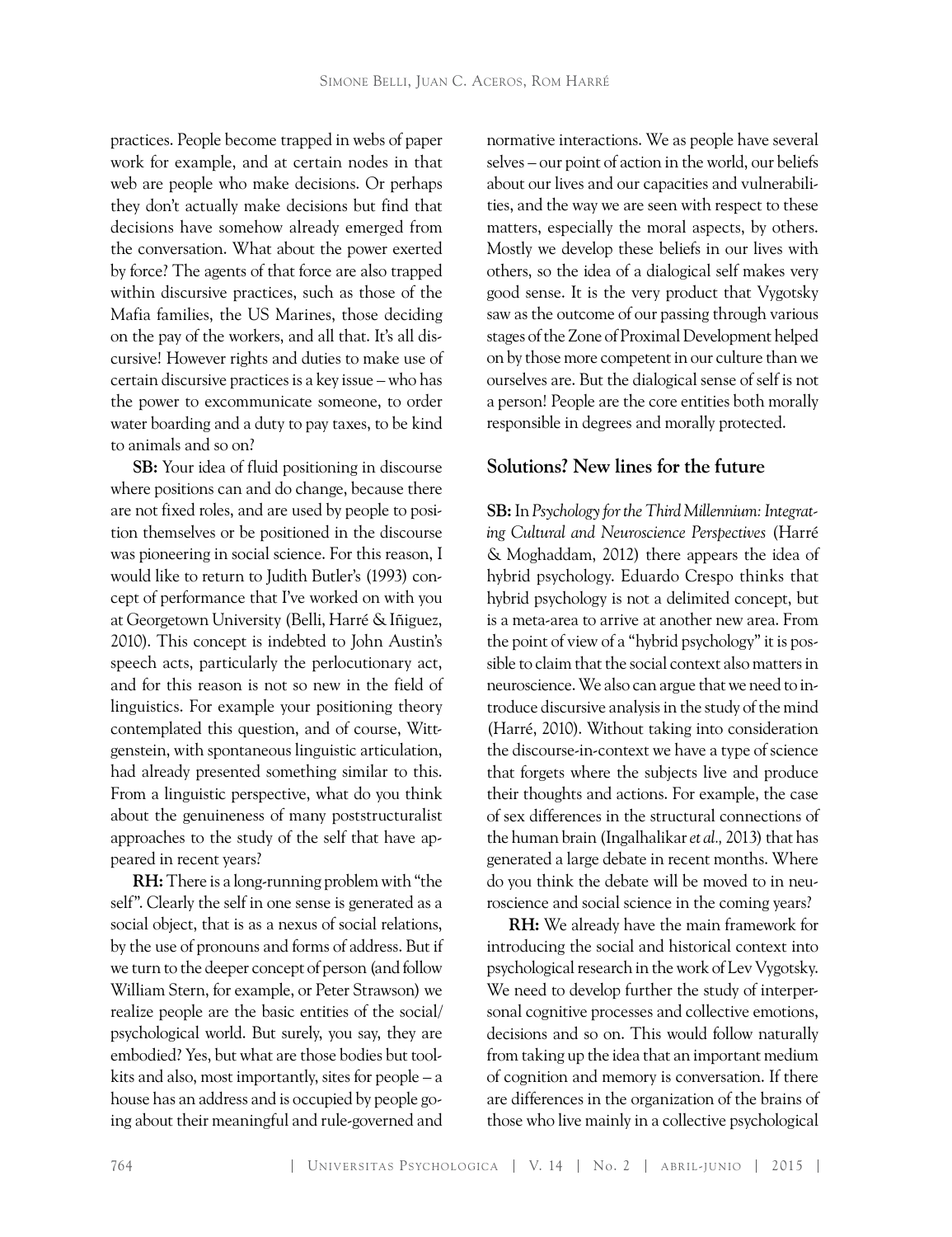practices. People become trapped in webs of paper work for example, and at certain nodes in that web are people who make decisions. Or perhaps they don't actually make decisions but find that decisions have somehow already emerged from the conversation. What about the power exerted by force? The agents of that force are also trapped within discursive practices, such as those of the Mafia families, the US Marines, those deciding on the pay of the workers, and all that. It's all discursive! However rights and duties to make use of certain discursive practices is a key issue – who has the power to excommunicate someone, to order water boarding and a duty to pay taxes, to be kind to animals and so on?

**SB:** Your idea of fluid positioning in discourse where positions can and do change, because there are not fixed roles, and are used by people to position themselves or be positioned in the discourse was pioneering in social science. For this reason, I would like to return to Judith Butler's (1993) concept of performance that I've worked on with you at Georgetown University (Belli, Harré & Iñiguez, 2010). This concept is indebted to John Austin's speech acts, particularly the perlocutionary act, and for this reason is not so new in the field of linguistics. For example your positioning theory contemplated this question, and of course, Wittgenstein, with spontaneous linguistic articulation, had already presented something similar to this. From a linguistic perspective, what do you think about the genuineness of many poststructuralist approaches to the study of the self that have appeared in recent years?

**RH:** There is a long-running problem with "the self". Clearly the self in one sense is generated as a social object, that is as a nexus of social relations, by the use of pronouns and forms of address. But if we turn to the deeper concept of person (and follow William Stern, for example, or Peter Strawson) we realize people are the basic entities of the social/psychological world. But surely, you say, they are embodied? Yes, but what are those bodies but toolkits and also, most importantly, sites for people – a house has an address and is occupied by people going about their meaningful and rule-governed and normative interactions. We as people have several selves – our point of action in the world, our beliefs about our lives and our capacities and vulnerabilities, and the way we are seen with respect to these matters, especially the moral aspects, by others. Mostly we develop these beliefs in our lives with others, so the idea of a dialogical self makes very good sense. It is the very product that Vygotsky saw as the outcome of our passing through various stages of the Zone of Proximal Development helped on by those more competent in our culture than we ourselves are. But the dialogical sense of self is not a person! People are the core entities both morally responsible in degrees and morally protected.

## Solutions? New lines for the future

**SB:** In *Psychology for the Third Millennium: Integrating Cultural and Neuroscience Perspectives* (Harré & Moghaddam, 2012) there appears the idea of hybrid psychology. Eduardo Crespo thinks that hybrid psychology is not a delimited concept, but is a meta-area to arrive at another new area. From the point of view of a "hybrid psychology" it is possible to claim that the social context also matters in neuroscience. We also can argue that we need to introduce discursive analysis in the study of the mind (Harré, 2010). Without taking into consideration the discourse-in-context we have a type of science that forgets where the subjects live and produce their thoughts and actions. For example, the case of sex differences in the structural connections of the human brain (Ingalhalikar *et al.,* 2013) that has generated a large debate in recent months. Where do you think the debate will be moved to in neuroscience and social science in the coming years?

**RH:** We already have the main framework for introducing the social and historical context into psychological research in the work of Lev Vygotsky. We need to develop further the study of interpersonal cognitive processes and collective emotions, decisions and so on. This would follow naturally from taking up the idea that an important medium of cognition and memory is conversation. If there are differences in the organization of the brains of those who live mainly in a collective psychological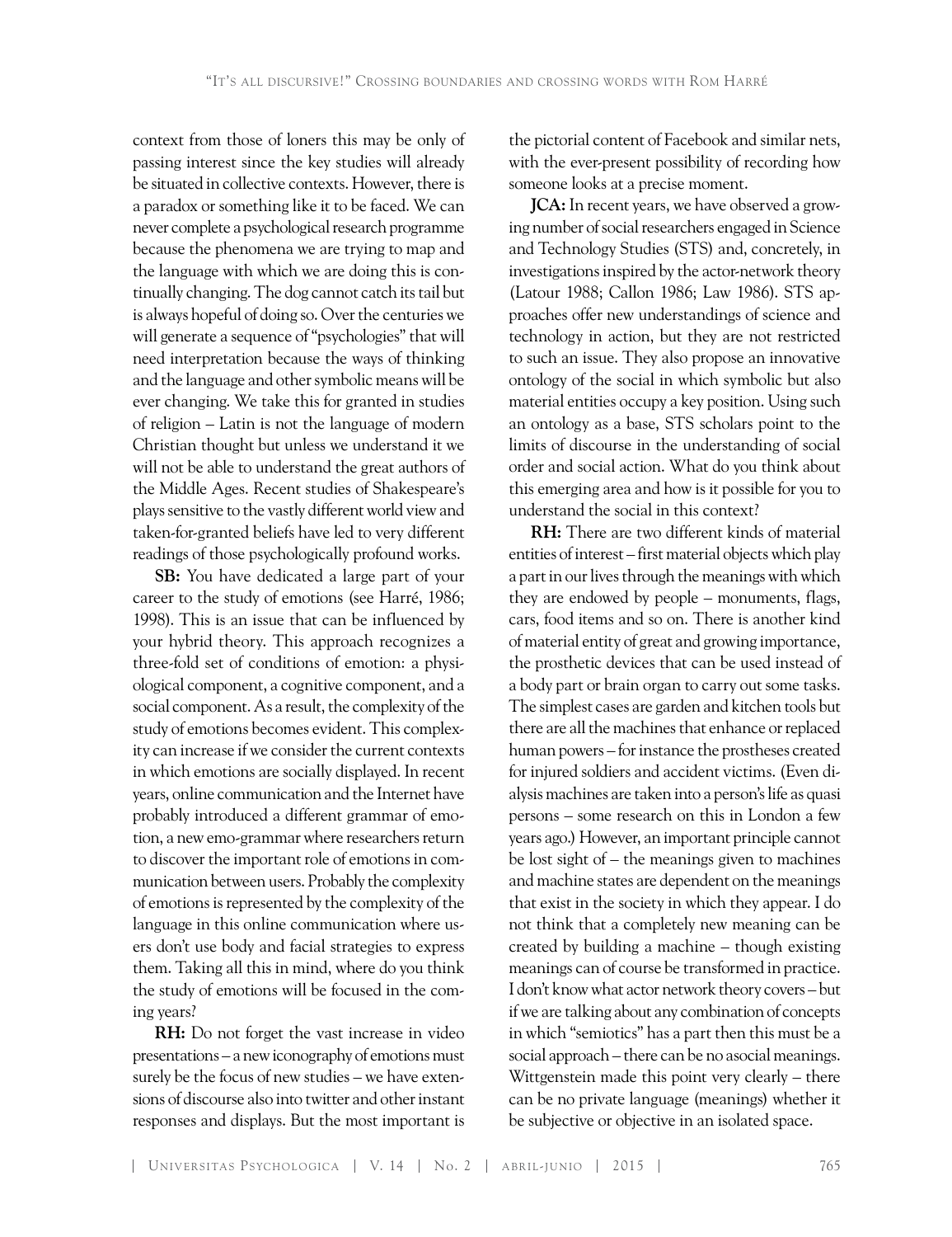context from those of loners this may be only of passing interest since the key studies will already be situated in collective contexts. However, there is a paradox or something like it to be faced. We can never complete a psychological research programme because the phenomena we are trying to map and the language with which we are doing this is continually changing. The dog cannot catch its tail but is always hopeful of doing so. Over the centuries we will generate a sequence of "psychologies" that will need interpretation because the ways of thinking and the language and other symbolic means will be ever changing. We take this for granted in studies of religion – Latin is not the language of modern Christian thought but unless we understand it we will not be able to understand the great authors of the Middle Ages. Recent studies of Shakespeare's plays sensitive to the vastly different world view and taken-for-granted beliefs have led to very different readings of those psychologically profound works.

**SB:** You have dedicated a large part of your career to the study of emotions (see Harré, 1986; 1998). This is an issue that can be influenced by your hybrid theory. This approach recognizes a three-fold set of conditions of emotion: a physiological component, a cognitive component, and a social component. As a result, the complexity of the study of emotions becomes evident. This complexity can increase if we consider the current contexts in which emotions are socially displayed. In recent years, online communication and the Internet have probably introduced a different grammar of emotion, a new emo-grammar where researchers return to discover the important role of emotions in communication between users. Probably the complexity of emotions is represented by the complexity of the language in this online communication where users don't use body and facial strategies to express them. Taking all this in mind, where do you think the study of emotions will be focused in the coming years?

**RH:** Do not forget the vast increase in video presentations – a new iconography of emotions must surely be the focus of new studies – we have extensions of discourse also into twitter and other instant responses and displays. But the most important is the pictorial content of Facebook and similar nets, with the ever-present possibility of recording how someone looks at a precise moment.

**JCA:** In recent years, we have observed a growing number of social researchers engaged in Science and Technology Studies (STS) and, concretely, in investigations inspired by the actor-network theory (Latour 1988; Callon 1986; Law 1986). STS approaches offer new understandings of science and technology in action, but they are not restricted to such an issue. They also propose an innovative ontology of the social in which symbolic but also material entities occupy a key position. Using such an ontology as a base, STS scholars point to the limits of discourse in the understanding of social order and social action. What do you think about this emerging area and how is it possible for you to understand the social in this context?

**RH:** There are two different kinds of material entities of interest – first material objects which play a part in our lives through the meanings with which they are endowed by people – monuments, flags, cars, food items and so on. There is another kind of material entity of great and growing importance, the prosthetic devices that can be used instead of a body part or brain organ to carry out some tasks. The simplest cases are garden and kitchen tools but there are all the machines that enhance or replaced human powers – for instance the prostheses created for injured soldiers and accident victims. (Even dialysis machines are taken into a person's life as quasi persons – some research on this in London a few years ago.) However, an important principle cannot be lost sight of – the meanings given to machines and machine states are dependent on the meanings that exist in the society in which they appear. I do not think that a completely new meaning can be created by building a machine – though existing meanings can of course be transformed in practice. I don't know what actor network theory covers – but if we are talking about any combination of concepts in which "semiotics" has a part then this must be a social approach – there can be no asocial meanings. Wittgenstein made this point very clearly – there can be no private language (meanings) whether it be subjective or objective in an isolated space.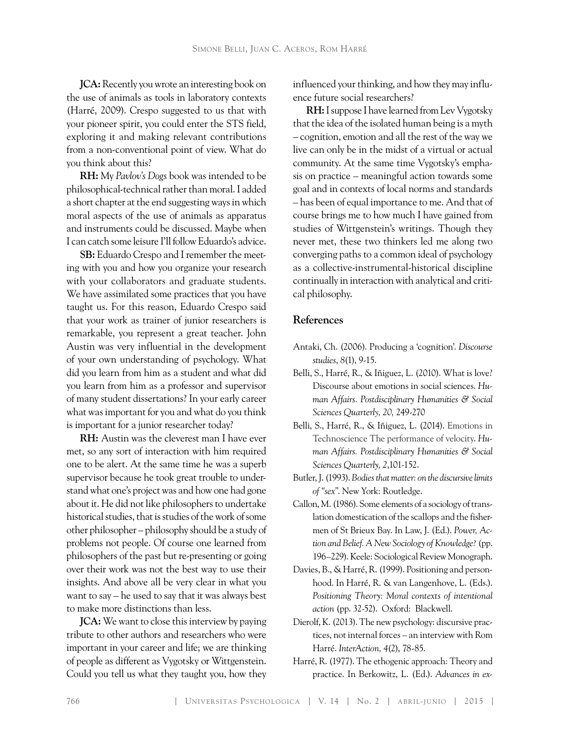**JCA:** Recently you wrote an interesting book on the use of animals as tools in laboratory contexts (Harré, 2009). Crespo suggested to us that with your pioneer spirit, you could enter the STS field, exploring it and making relevant contributions from a non-conventional point of view. What do you think about this?

**RH:** My *Pavlov's Dogs* book was intended to be philosophical-technical rather than moral. I added a short chapter at the end suggesting ways in which moral aspects of the use of animals as apparatus and instruments could be discussed. Maybe when I can catch some leisure I'll follow Eduardo's advice.

**SB:** Eduardo Crespo and I remember the meeting with you and how you organize your research with your collaborators and graduate students. We have assimilated some practices that you have taught us. For this reason, Eduardo Crespo said that your work as trainer of junior researchers is remarkable, you represent a great teacher. John Austin was very influential in the development of your own understanding of psychology. What did you learn from him as a student and what did you learn from him as a professor and supervisor of many student dissertations? In your early career what was important for you and what do you think is important for a junior researcher today?

**RH:** Austin was the cleverest man I have ever met, so any sort of interaction with him required one to be alert. At the same time he was a superb supervisor because he took great trouble to understand what one's project was and how one had gone about it. He did not like philosophers to undertake historical studies, that is studies of the work of some other philosopher – philosophy should be a study of problems not people. Of course one learned from philosophers of the past but re-presenting or going over their work was not the best way to use their insights. And above all be very clear in what you want to say – he used to say that it was always best to make more distinctions than less.

**JCA:** We want to close this interview by paying tribute to other authors and researchers who were important in your career and life; we are thinking of people as different as Vygotsky or Wittgenstein. Could you tell us what they taught you, how they influenced your thinking, and how they may influence future social researchers?

**RH:** I suppose I have learned from Lev Vygotsky that the idea of the isolated human being is a myth – cognition, emotion and all the rest of the way we live can only be in the midst of a virtual or actual community. At the same time Vygotsky's emphasis on practice – meaningful action towards some goal and in contexts of local norms and standards – has been of equal importance to me. And that of course brings me to how much I have gained from studies of Wittgenstein's writings. Though they never met, these two thinkers led me along two converging paths to a common ideal of psychology as a collective-instrumental-historical discipline continually in interaction with analytical and critical philosophy.

## References

Antaki, Ch. (2006). Producing a 'cognition'. *Discourse studies*, *8*(1), 9-15.

Belli, S., Harré, R., & Iñiguez, L. (2010). What is love? Discourse about emotions in social sciences. *Human Affairs. Postdisciplinary Humanities & Social Sciences Quarterly, 20,* 249-270

Belli, S., Harré, R., & Iñiguez, L. (2014). Emotions in Technoscience The performance of velocity. *Human Affairs. Postdisciplinary Humanities & Social Sciences Quarterly, 2*,101-152.

Butler, J. (1993). *Bodies that matter: on the discursive limits of "sex"*. New York: Routledge.

Callon, M. (1986). Some elements of a sociology of translation domestication of the scallops and the fishermen of St Brieux Bay. In Law, J. (Ed.). *Power, Action and Belief. A New Sociology of Knowledge?* (pp. 196–229). Keele: Sociological Review Monograph.

Davies, B., & Harré, R. (1999). Positioning and personhood. In Harré, R. & van Langenhove, L. (Eds.). *Positioning Theory: Moral contexts of intentional action* (pp. 32-52). Oxford: Blackwell.

Dierolf, K. (2013). The new psychology: discursive practices, not internal forces – an interview with Rom Harré. *InterAction, 4*(2), 78-85.

Harré, R. (1977). The ethogenic approach: Theory and practice. In Berkowitz, L. (Ed.). *Advances in ex-*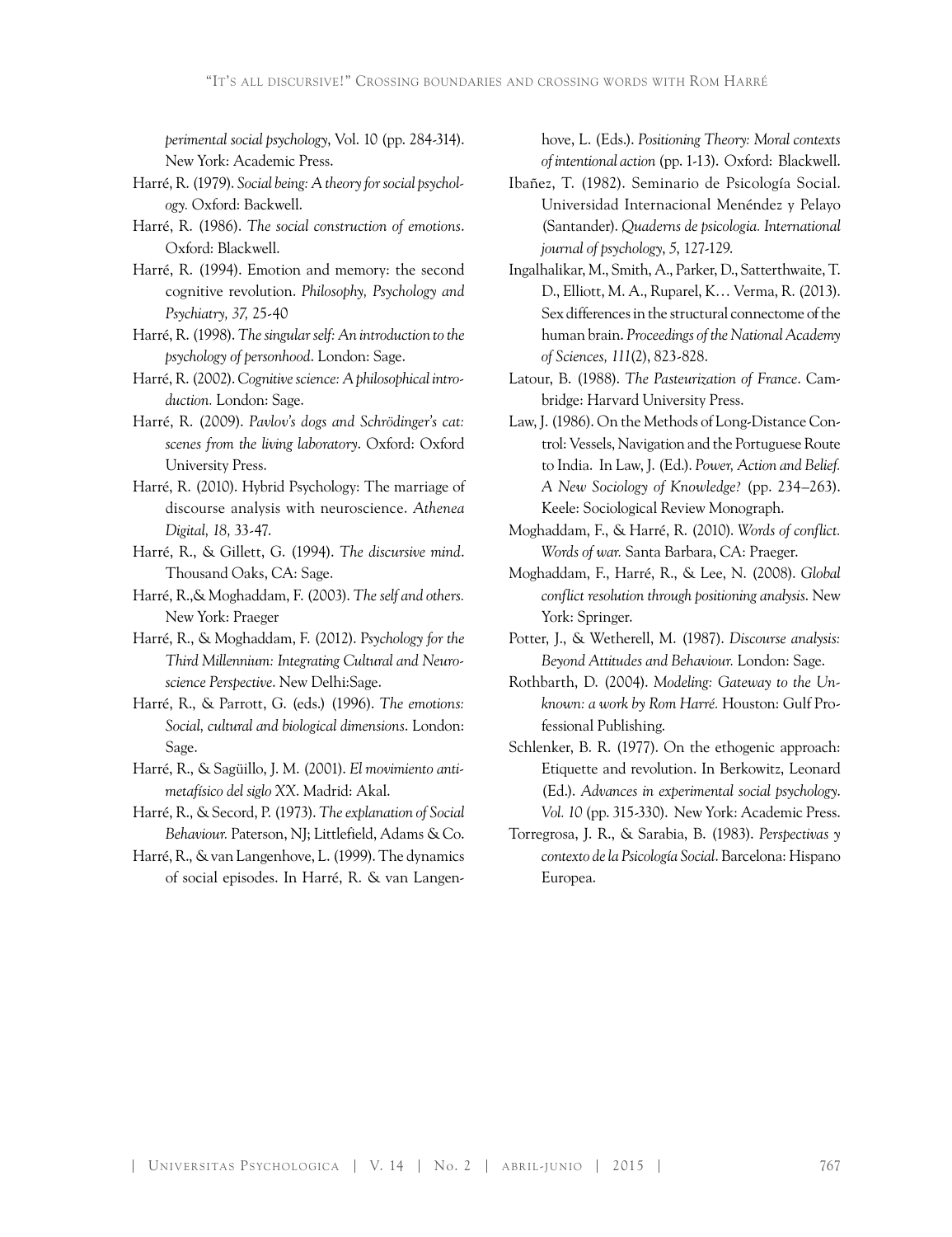*perimental social psychology*, Vol. 10 (pp. 284-314). New York: Academic Press.

Harré, R. (1979). *Social being: A theory for social psychology.* Oxford: Backwell.

Harré, R. (1986). *The social construction of emotions*. Oxford: Blackwell.

Harré, R. (1994). Emotion and memory: the second cognitive revolution. *Philosophy, Psychology and Psychiatry, 37,* 25-40

Harré, R. (1998). *The singular self: An introduction to the psychology of personhood*. London: Sage.

Harré, R. (2002). *Cognitive science: A philosophical introduction.* London: Sage.

Harré, R. (2009). *Pavlov's dogs and Schrödinger's cat: scenes from the living laboratory*. Oxford: Oxford University Press.

Harré, R. (2010). Hybrid Psychology: The marriage of discourse analysis with neuroscience. *Athenea Digital, 18,* 33-47.

Harré, R., & Gillett, G. (1994). *The discursive mind*. Thousand Oaks, CA: Sage.

Harré, R.,& Moghaddam, F. (2003). *The self and others.* New York: Praeger

Harré, R., & Moghaddam, F. (2012). *Psychology for the Third Millennium: Integrating Cultural and Neuroscience Perspective*. New Delhi:Sage.

Harré, R., & Parrott, G. (eds.) (1996). *The emotions: Social, cultural and biological dimensions*. London: Sage.

Harré, R., & Sagüillo, J. M. (2001). *El movimiento antimetafísico del siglo XX*. Madrid: Akal.

Harré, R., & Secord, P. (1973). *The explanation of Social Behaviour.* Paterson, NJ; Littlefield, Adams & Co.

Harré, R., & van Langenhove, L. (1999). The dynamics of social episodes. In Harré, R. & van Langenhove, L. (Eds.). *Positioning Theory: Moral contexts of intentional action* (pp. 1-13). Oxford: Blackwell.

Ibañez, T. (1982). Seminario de Psicología Social. Universidad Internacional Menéndez y Pelayo (Santander). *Quaderns de psicologia. International journal of psychology, 5,* 127-129.

Ingalhalikar, M., Smith, A., Parker, D., Satterthwaite, T. D., Elliott, M. A., Ruparel, K… Verma, R. (2013). Sex differences in the structural connectome of the human brain. *Proceedings of the National Academy of Sciences, 111*(2), 823-828.

Latour, B. (1988). *The Pasteurization of France*. Cambridge: Harvard University Press.

Law, J. (1986). On the Methods of Long-Distance Control: Vessels, Navigation and the Portuguese Route to India. In Law, J. (Ed.). *Power, Action and Belief. A New Sociology of Knowledge?* (pp. 234–263). Keele: Sociological Review Monograph.

Moghaddam, F., & Harré, R. (2010). *Words of conflict. Words of war.* Santa Barbara, CA: Praeger.

Moghaddam, F., Harré, R., & Lee, N. (2008). *Global conflict resolution through positioning analysis*. New York: Springer.

Potter, J., & Wetherell, M. (1987). *Discourse analysis: Beyond Attitudes and Behaviour.* London: Sage.

Rothbarth, D. (2004). *Modeling: Gateway to the Unknown: a work by Rom Harré.* Houston: Gulf Professional Publishing.

Schlenker, B. R. (1977). On the ethogenic approach: Etiquette and revolution. In Berkowitz, Leonard (Ed.). *Advances in experimental social psychology. Vol. 10* (pp. 315-330). New York: Academic Press.

Torregrosa, J. R., & Sarabia, B. (1983). *Perspectivas y contexto de la Psicología Social*. Barcelona: Hispano Europea.